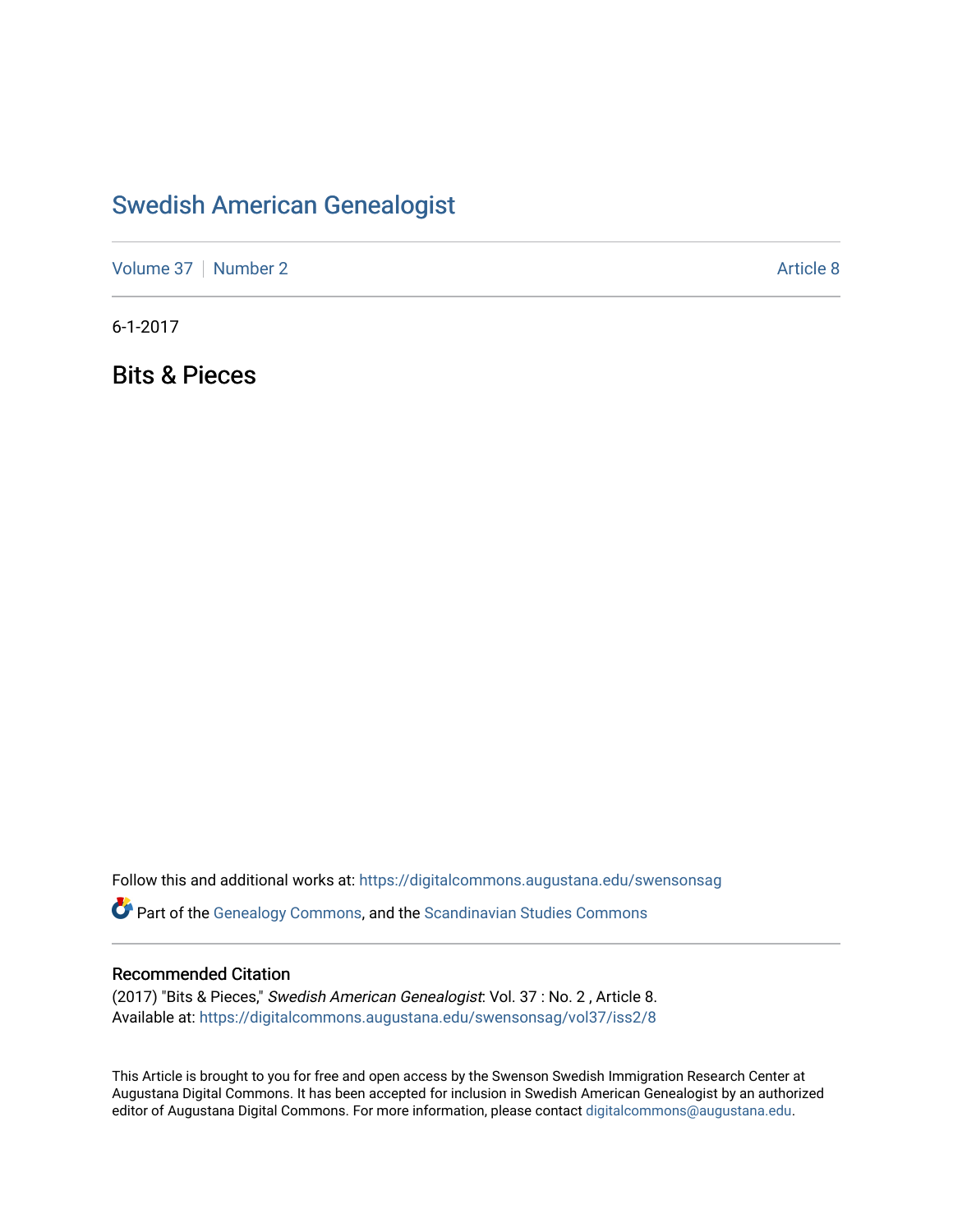# Swedish American Genealogist

Volume 37 | Number 2 | Article 8

6-1-2017

## Bits & Pieces

Follow this and additional works at: https://digitalcommons.augustana.edu/swensonsag

Part of the Genealogy Commons, and the Scandinavian Studies Commons

### Recommended Citation

(2017) "Bits & Pieces," *Swedish American Genealogist*: Vol. 37 : No. 2 , Article 8.
Available at: https://digitalcommons.augustana.edu/swensonsag/vol37/iss2/8

This Article is brought to you for free and open access by the Swenson Swedish Immigration Research Center at Augustana Digital Commons. It has been accepted for inclusion in Swedish American Genealogist by an authorized editor of Augustana Digital Commons. For more information, please contact digitalcommons@augustana.edu.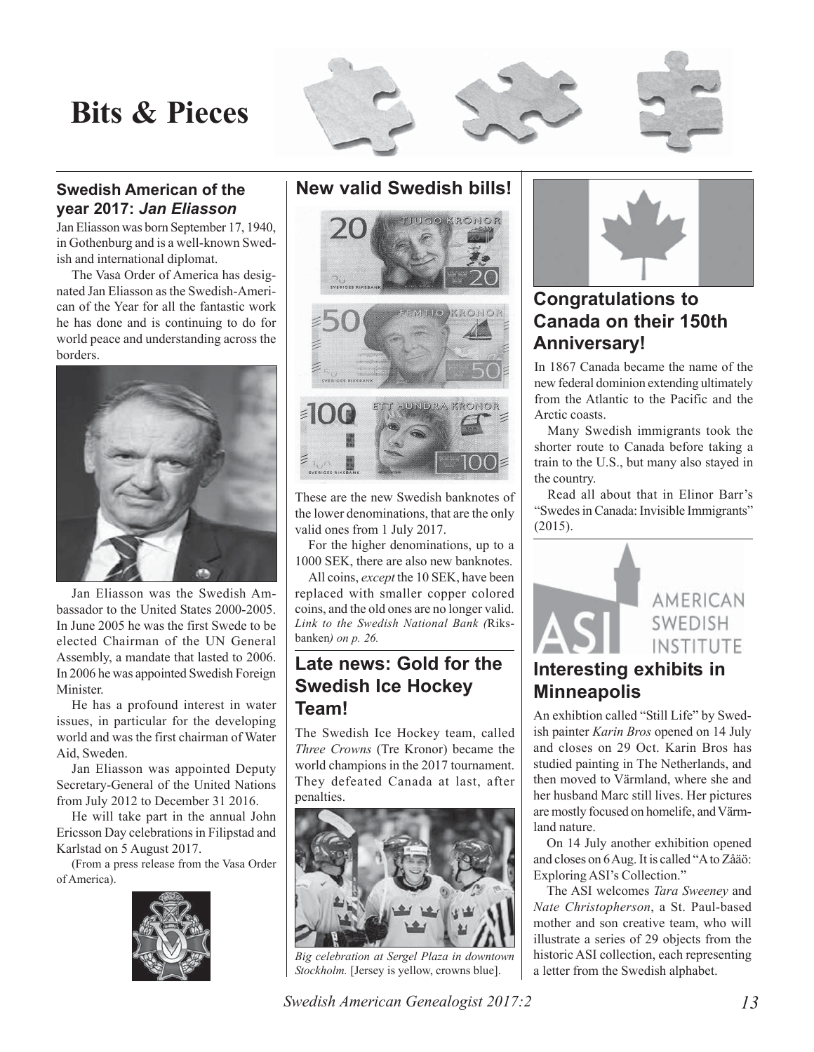# Bits & Pieces

## Swedish American of the year 2017: *Jan Eliasson*

Jan Eliasson was born September 17, 1940, in Gothenburg and is a well-known Swedish and international diplomat.

The Vasa Order of America has designated Jan Eliasson as the Swedish-American of the Year for all the fantastic work he has done and is continuing to do for world peace and understanding across the borders.

Jan Eliasson was the Swedish Ambassador to the United States 2000-2005. In June 2005 he was the first Swede to be elected Chairman of the UN General Assembly, a mandate that lasted to 2006. In 2006 he was appointed Swedish Foreign Minister.

He has a profound interest in water issues, in particular for the developing world and was the first chairman of Water Aid, Sweden.

Jan Eliasson was appointed Deputy Secretary-General of the United Nations from July 2012 to December 31 2016.

He will take part in the annual John Ericsson Day celebrations in Filipstad and Karlstad on 5 August 2017.

(From a press release from the Vasa Order of America).

## New valid Swedish bills!

These are the new Swedish banknotes of the lower denominations, that are the only valid ones from 1 July 2017.

For the higher denominations, up to a 1000 SEK, there are also new banknotes.

All coins, *except* the 10 SEK, have been replaced with smaller copper colored coins, and the old ones are no longer valid. *Link to the Swedish National Bank (*Riksbanken*) on p. 26.*

## Late news: Gold for the Swedish Ice Hockey Team!

The Swedish Ice Hockey team, called *Three Crowns* (Tre Kronor) became the world champions in the 2017 tournament. They defeated Canada at last, after penalties.

*Big celebration at Sergel Plaza in downtown Stockholm.* [Jersey is yellow, crowns blue].

## Congratulations to Canada on their 150th Anniversary!

In 1867 Canada became the name of the new federal dominion extending ultimately from the Atlantic to the Pacific and the Arctic coasts.

Many Swedish immigrants took the shorter route to Canada before taking a train to the U.S., but many also stayed in the country.

Read all about that in Elinor Barr's "Swedes in Canada: Invisible Immigrants" (2015).

## Interesting exhibits in Minneapolis

An exhibtion called "Still Life" by Swedish painter *Karin Bros* opened on 14 July and closes on 29 Oct. Karin Bros has studied painting in The Netherlands, and then moved to Värmland, where she and her husband Marc still lives. Her pictures are mostly focused on homelife, and Värmland nature.

On 14 July another exhibition opened and closes on 6 Aug. It is called "A to Zåäö: Exploring ASI's Collection."

The ASI welcomes *Tara Sweeney* and *Nate Christopherson*, a St. Paul-based mother and son creative team, who will illustrate a series of 29 objects from the historic ASI collection, each representing a letter from the Swedish alphabet.